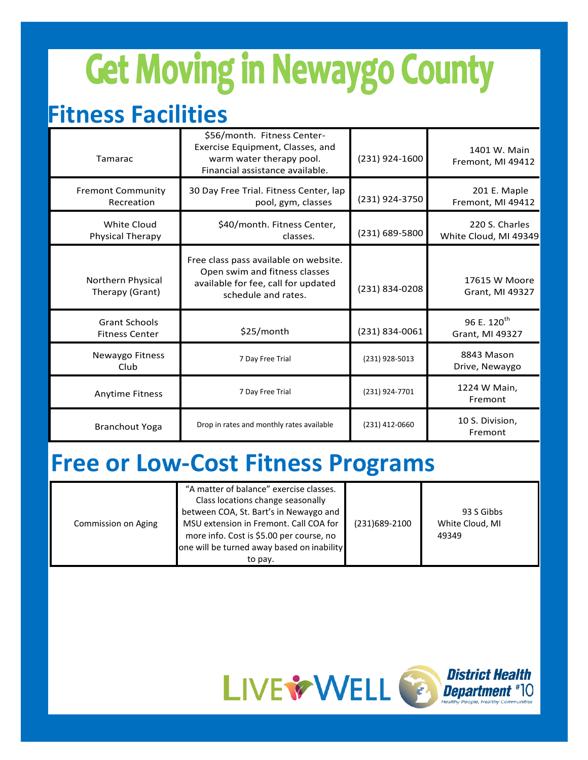# Get Moving in Newaygo County

## Fitness Facilities

| | | | |
|---|---|---|---|
| Tamarac | \$56/month. Fitness Center- Exercise Equipment, Classes, and warm water therapy pool. Financial assistance available. | (231) 924-1600 | 1401 W. Main Fremont, MI 49412 |
| Fremont Community Recreation | 30 Day Free Trial. Fitness Center, lap pool, gym, classes | (231) 924-3750 | 201 E. Maple Fremont, MI 49412 |
| White Cloud Physical Therapy | \$40/month. Fitness Center, classes. | (231) 689-5800 | 220 S. Charles White Cloud, MI 49349 |
| Northern Physical Therapy (Grant) | Free class pass available on website. Open swim and fitness classes available for fee, call for updated schedule and rates. | (231) 834-0208 | 17615 W Moore Grant, MI 49327 |
| Grant Schools Fitness Center | \$25/month | (231) 834-0061 | 96 E. 120th Grant, MI 49327 |
| Newaygo Fitness Club | 7 Day Free Trial | (231) 928-5013 | 8843 Mason Drive, Newaygo |
| Anytime Fitness | 7 Day Free Trial | (231) 924-7701 | 1224 W Main, Fremont |
| Branchout Yoga | Drop in rates and monthly rates available | (231) 412-0660 | 10 S. Division, Fremont |

## Free or Low-Cost Fitness Programs

| | | | |
|---|---|---|---|
| Commission on Aging | "A matter of balance" exercise classes. Class locations change seasonally between COA, St. Bart's in Newaygo and MSU extension in Fremont. Call COA for more info. Cost is \$5.00 per course, no one will be turned away based on inability to pay. | (231)689-2100 | 93 S Gibbs White Cloud, MI 49349 |

LIVE WELL

District Health Department #10

Healthy People, Healthy Communities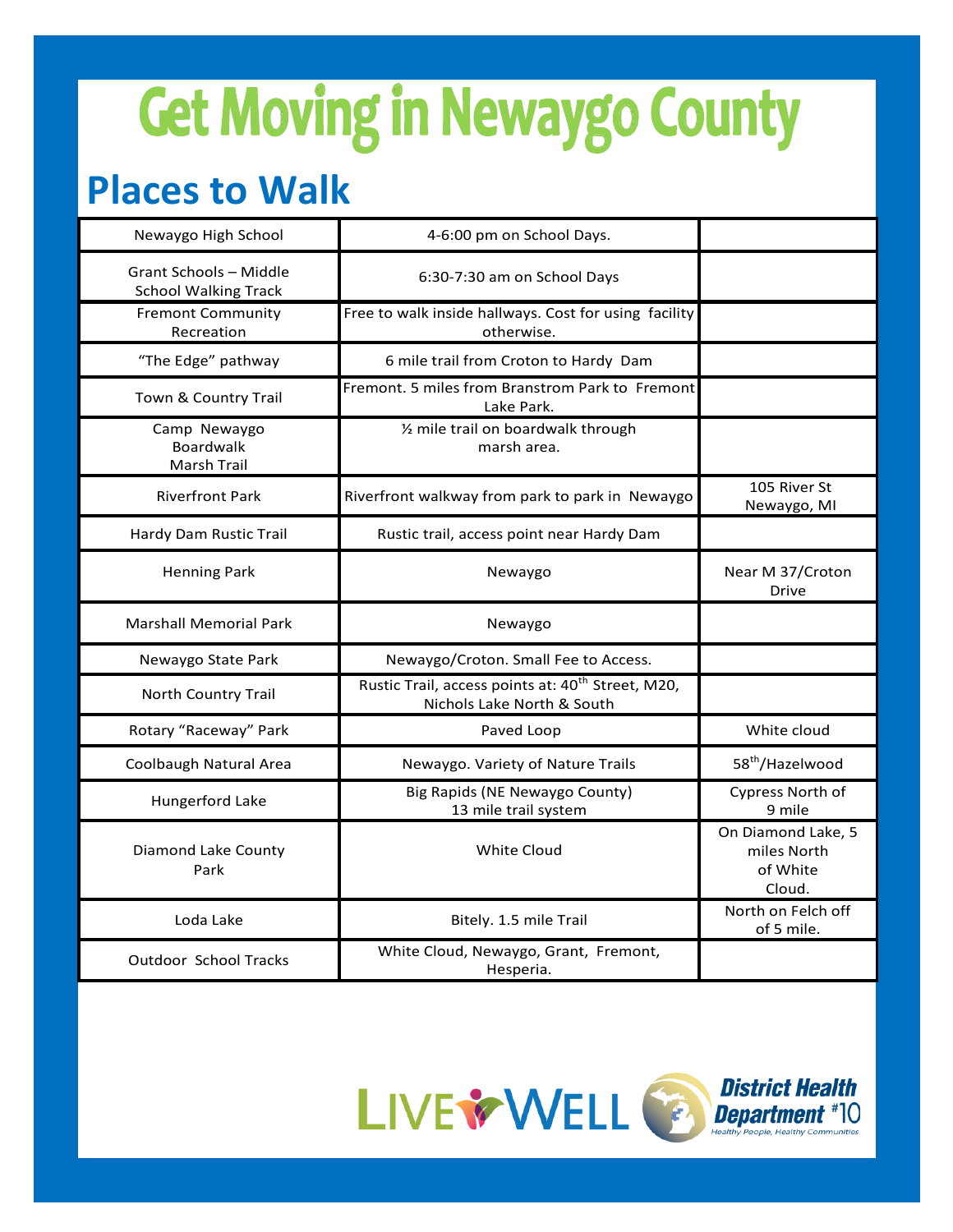# Get Moving in Newaygo County

## Places to Walk

| | | |
|---|---|---|
| Newaygo High School | 4-6:00 pm on School Days. | |
| Grant Schools – Middle School Walking Track | 6:30-7:30 am on School Days | |
| Fremont Community Recreation | Free to walk inside hallways. Cost for using facility otherwise. | |
| "The Edge" pathway | 6 mile trail from Croton to Hardy Dam | |
| Town & Country Trail | Fremont. 5 miles from Branstrom Park to Fremont Lake Park. | |
| Camp Newaygo Boardwalk Marsh Trail | ½ mile trail on boardwalk through marsh area. | |
| Riverfront Park | Riverfront walkway from park to park in Newaygo | 105 River St Newaygo, MI |
| Hardy Dam Rustic Trail | Rustic trail, access point near Hardy Dam | |
| Henning Park | Newaygo | Near M 37/Croton Drive |
| Marshall Memorial Park | Newaygo | |
| Newaygo State Park | Newaygo/Croton. Small Fee to Access. | |
| North Country Trail | Rustic Trail, access points at: 40th Street, M20, Nichols Lake North & South | |
| Rotary "Raceway" Park | Paved Loop | White cloud |
| Coolbaugh Natural Area | Newaygo. Variety of Nature Trails | 58th/Hazelwood |
| Hungerford Lake | Big Rapids (NE Newaygo County) 13 mile trail system | Cypress North of 9 mile |
| Diamond Lake County Park | White Cloud | On Diamond Lake, 5 miles North of White Cloud. |
| Loda Lake | Bitely. 1.5 mile Trail | North on Felch off of 5 mile. |
| Outdoor School Tracks | White Cloud, Newaygo, Grant, Fremont, Hesperia. | |

LIVE WELL

District Health Department #10

Healthy People, Healthy Communities